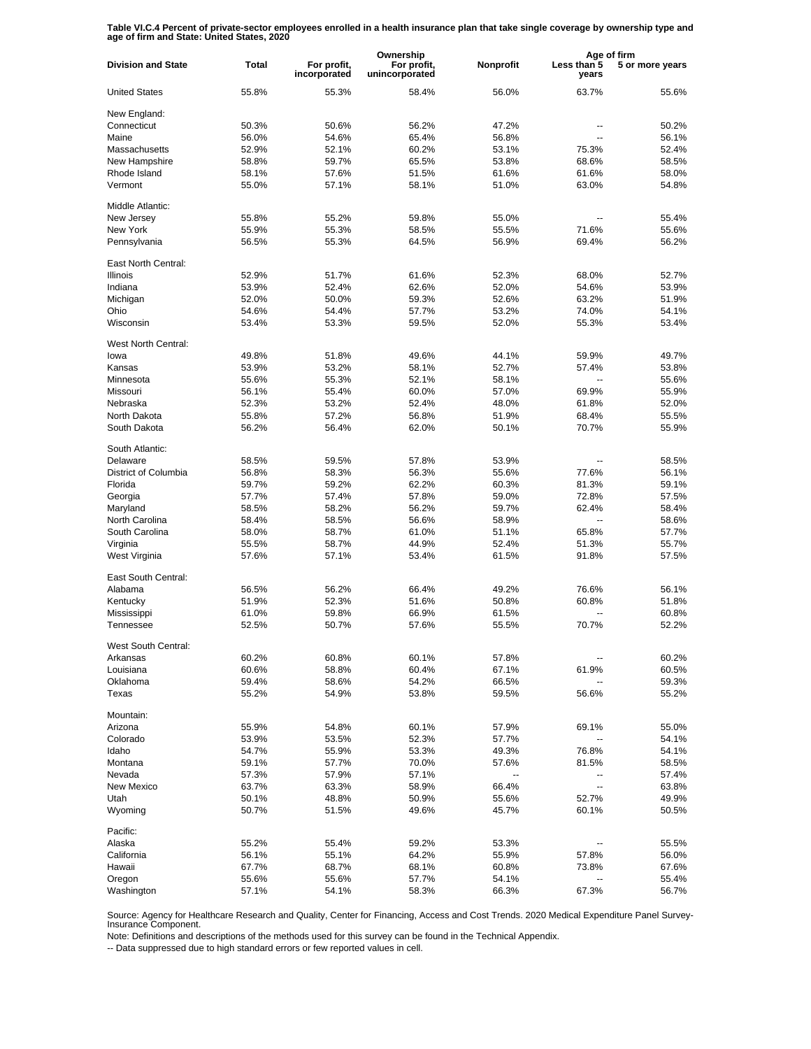**Table VI.C.4 Percent of private-sector employees enrolled in a health insurance plan that take single coverage by ownership type and age of firm and State: United States, 2020**

| Division and State | Total | Ownership | | | Age of firm | |
|---|---|---|---|---|---|---|
| | | For profit, incorporated | For profit, unincorporated | Nonprofit | Less than 5 years | 5 or more years |
| United States | 55.8% | 55.3% | 58.4% | 56.0% | 63.7% | 55.6% |
| New England: | | | | | | |
| Connecticut | 50.3% | 50.6% | 56.2% | 47.2% | -- | 50.2% |
| Maine | 56.0% | 54.6% | 65.4% | 56.8% | -- | 56.1% |
| Massachusetts | 52.9% | 52.1% | 60.2% | 53.1% | 75.3% | 52.4% |
| New Hampshire | 58.8% | 59.7% | 65.5% | 53.8% | 68.6% | 58.5% |
| Rhode Island | 58.1% | 57.6% | 51.5% | 61.6% | 61.6% | 58.0% |
| Vermont | 55.0% | 57.1% | 58.1% | 51.0% | 63.0% | 54.8% |
| Middle Atlantic: | | | | | | |
| New Jersey | 55.8% | 55.2% | 59.8% | 55.0% | -- | 55.4% |
| New York | 55.9% | 55.3% | 58.5% | 55.5% | 71.6% | 55.6% |
| Pennsylvania | 56.5% | 55.3% | 64.5% | 56.9% | 69.4% | 56.2% |
| East North Central: | | | | | | |
| Illinois | 52.9% | 51.7% | 61.6% | 52.3% | 68.0% | 52.7% |
| Indiana | 53.9% | 52.4% | 62.6% | 52.0% | 54.6% | 53.9% |
| Michigan | 52.0% | 50.0% | 59.3% | 52.6% | 63.2% | 51.9% |
| Ohio | 54.6% | 54.4% | 57.7% | 53.2% | 74.0% | 54.1% |
| Wisconsin | 53.4% | 53.3% | 59.5% | 52.0% | 55.3% | 53.4% |
| West North Central: | | | | | | |
| Iowa | 49.8% | 51.8% | 49.6% | 44.1% | 59.9% | 49.7% |
| Kansas | 53.9% | 53.2% | 58.1% | 52.7% | 57.4% | 53.8% |
| Minnesota | 55.6% | 55.3% | 52.1% | 58.1% | -- | 55.6% |
| Missouri | 56.1% | 55.4% | 60.0% | 57.0% | 69.9% | 55.9% |
| Nebraska | 52.3% | 53.2% | 52.4% | 48.0% | 61.8% | 52.0% |
| North Dakota | 55.8% | 57.2% | 56.8% | 51.9% | 68.4% | 55.5% |
| South Dakota | 56.2% | 56.4% | 62.0% | 50.1% | 70.7% | 55.9% |
| South Atlantic: | | | | | | |
| Delaware | 58.5% | 59.5% | 57.8% | 53.9% | -- | 58.5% |
| District of Columbia | 56.8% | 58.3% | 56.3% | 55.6% | 77.6% | 56.1% |
| Florida | 59.7% | 59.2% | 62.2% | 60.3% | 81.3% | 59.1% |
| Georgia | 57.7% | 57.4% | 57.8% | 59.0% | 72.8% | 57.5% |
| Maryland | 58.5% | 58.2% | 56.2% | 59.7% | 62.4% | 58.4% |
| North Carolina | 58.4% | 58.5% | 56.6% | 58.9% | -- | 58.6% |
| South Carolina | 58.0% | 58.7% | 61.0% | 51.1% | 65.8% | 57.7% |
| Virginia | 55.5% | 58.7% | 44.9% | 52.4% | 51.3% | 55.7% |
| West Virginia | 57.6% | 57.1% | 53.4% | 61.5% | 91.8% | 57.5% |
| East South Central: | | | | | | |
| Alabama | 56.5% | 56.2% | 66.4% | 49.2% | 76.6% | 56.1% |
| Kentucky | 51.9% | 52.3% | 51.6% | 50.8% | 60.8% | 51.8% |
| Mississippi | 61.0% | 59.8% | 66.9% | 61.5% | -- | 60.8% |
| Tennessee | 52.5% | 50.7% | 57.6% | 55.5% | 70.7% | 52.2% |
| West South Central: | | | | | | |
| Arkansas | 60.2% | 60.8% | 60.1% | 57.8% | -- | 60.2% |
| Louisiana | 60.6% | 58.8% | 60.4% | 67.1% | 61.9% | 60.5% |
| Oklahoma | 59.4% | 58.6% | 54.2% | 66.5% | -- | 59.3% |
| Texas | 55.2% | 54.9% | 53.8% | 59.5% | 56.6% | 55.2% |
| Mountain: | | | | | | |
| Arizona | 55.9% | 54.8% | 60.1% | 57.9% | 69.1% | 55.0% |
| Colorado | 53.9% | 53.5% | 52.3% | 57.7% | -- | 54.1% |
| Idaho | 54.7% | 55.9% | 53.3% | 49.3% | 76.8% | 54.1% |
| Montana | 59.1% | 57.7% | 70.0% | 57.6% | 81.5% | 58.5% |
| Nevada | 57.3% | 57.9% | 57.1% | -- | -- | 57.4% |
| New Mexico | 63.7% | 63.3% | 58.9% | 66.4% | -- | 63.8% |
| Utah | 50.1% | 48.8% | 50.9% | 55.6% | 52.7% | 49.9% |
| Wyoming | 50.7% | 51.5% | 49.6% | 45.7% | 60.1% | 50.5% |
| Pacific: | | | | | | |
| Alaska | 55.2% | 55.4% | 59.2% | 53.3% | -- | 55.5% |
| California | 56.1% | 55.1% | 64.2% | 55.9% | 57.8% | 56.0% |
| Hawaii | 67.7% | 68.7% | 68.1% | 60.8% | 73.8% | 67.6% |
| Oregon | 55.6% | 55.6% | 57.7% | 54.1% | -- | 55.4% |
| Washington | 57.1% | 54.1% | 58.3% | 66.3% | 67.3% | 56.7% |

Source: Agency for Healthcare Research and Quality, Center for Financing, Access and Cost Trends. 2020 Medical Expenditure Panel Survey-Insurance Component.

Note: Definitions and descriptions of the methods used for this survey can be found in the Technical Appendix.

-- Data suppressed due to high standard errors or few reported values in cell.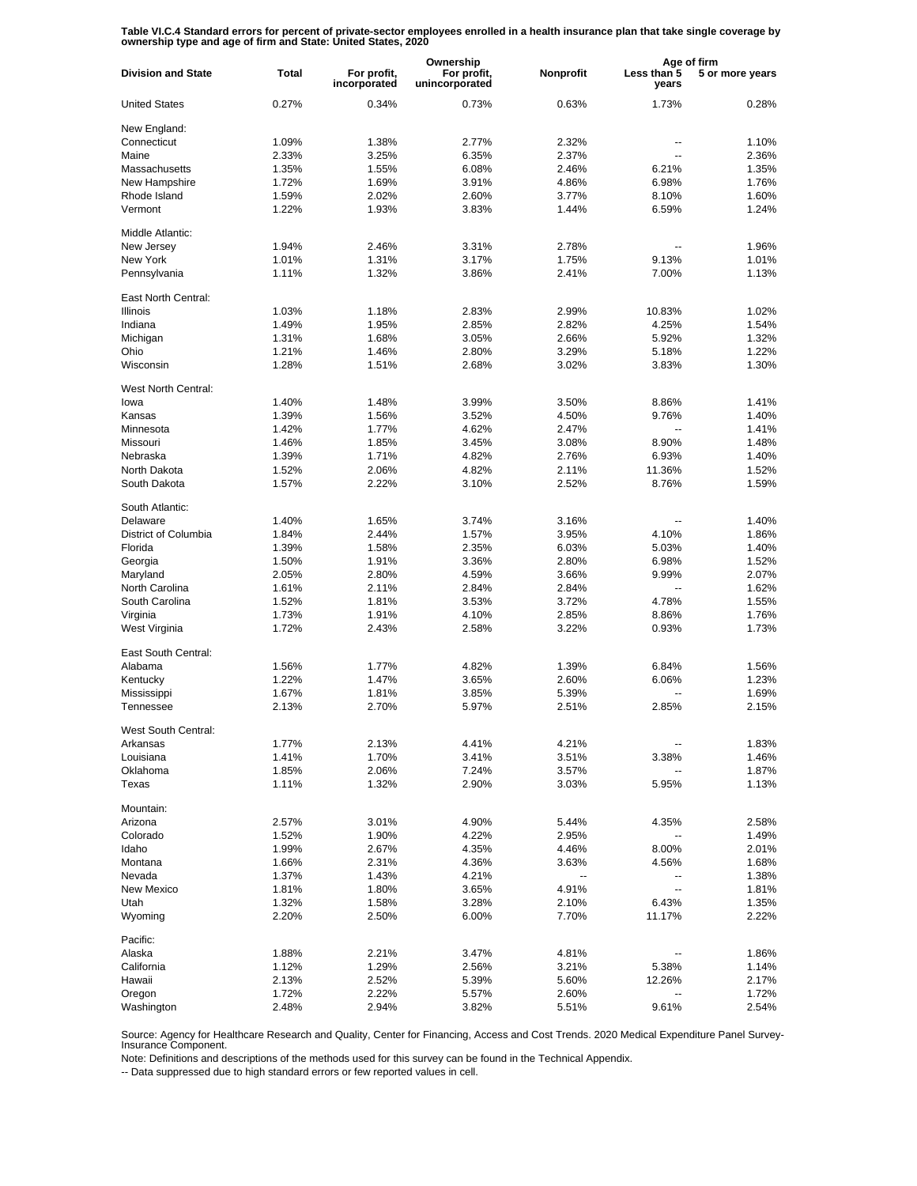**Table VI.C.4 Standard errors for percent of private-sector employees enrolled in a health insurance plan that take single coverage by ownership type and age of firm and State: United States, 2020**

| Division and State | Total | Ownership | | | Age of firm | |
|---|---|---|---|---|---|---|
| | | For profit, incorporated | For profit, unincorporated | Nonprofit | Less than 5 years | 5 or more years |
| United States | 0.27% | 0.34% | 0.73% | 0.63% | 1.73% | 0.28% |
| New England: | | | | | | |
| Connecticut | 1.09% | 1.38% | 2.77% | 2.32% | -- | 1.10% |
| Maine | 2.33% | 3.25% | 6.35% | 2.37% | -- | 2.36% |
| Massachusetts | 1.35% | 1.55% | 6.08% | 2.46% | 6.21% | 1.35% |
| New Hampshire | 1.72% | 1.69% | 3.91% | 4.86% | 6.98% | 1.76% |
| Rhode Island | 1.59% | 2.02% | 2.60% | 3.77% | 8.10% | 1.60% |
| Vermont | 1.22% | 1.93% | 3.83% | 1.44% | 6.59% | 1.24% |
| Middle Atlantic: | | | | | | |
| New Jersey | 1.94% | 2.46% | 3.31% | 2.78% | -- | 1.96% |
| New York | 1.01% | 1.31% | 3.17% | 1.75% | 9.13% | 1.01% |
| Pennsylvania | 1.11% | 1.32% | 3.86% | 2.41% | 7.00% | 1.13% |
| East North Central: | | | | | | |
| Illinois | 1.03% | 1.18% | 2.83% | 2.99% | 10.83% | 1.02% |
| Indiana | 1.49% | 1.95% | 2.85% | 2.82% | 4.25% | 1.54% |
| Michigan | 1.31% | 1.68% | 3.05% | 2.66% | 5.92% | 1.32% |
| Ohio | 1.21% | 1.46% | 2.80% | 3.29% | 5.18% | 1.22% |
| Wisconsin | 1.28% | 1.51% | 2.68% | 3.02% | 3.83% | 1.30% |
| West North Central: | | | | | | |
| Iowa | 1.40% | 1.48% | 3.99% | 3.50% | 8.86% | 1.41% |
| Kansas | 1.39% | 1.56% | 3.52% | 4.50% | 9.76% | 1.40% |
| Minnesota | 1.42% | 1.77% | 4.62% | 2.47% | -- | 1.41% |
| Missouri | 1.46% | 1.85% | 3.45% | 3.08% | 8.90% | 1.48% |
| Nebraska | 1.39% | 1.71% | 4.82% | 2.76% | 6.93% | 1.40% |
| North Dakota | 1.52% | 2.06% | 4.82% | 2.11% | 11.36% | 1.52% |
| South Dakota | 1.57% | 2.22% | 3.10% | 2.52% | 8.76% | 1.59% |
| South Atlantic: | | | | | | |
| Delaware | 1.40% | 1.65% | 3.74% | 3.16% | -- | 1.40% |
| District of Columbia | 1.84% | 2.44% | 1.57% | 3.95% | 4.10% | 1.86% |
| Florida | 1.39% | 1.58% | 2.35% | 6.03% | 5.03% | 1.40% |
| Georgia | 1.50% | 1.91% | 3.36% | 2.80% | 6.98% | 1.52% |
| Maryland | 2.05% | 2.80% | 4.59% | 3.66% | 9.99% | 2.07% |
| North Carolina | 1.61% | 2.11% | 2.84% | 2.84% | -- | 1.62% |
| South Carolina | 1.52% | 1.81% | 3.53% | 3.72% | 4.78% | 1.55% |
| Virginia | 1.73% | 1.91% | 4.10% | 2.85% | 8.86% | 1.76% |
| West Virginia | 1.72% | 2.43% | 2.58% | 3.22% | 0.93% | 1.73% |
| East South Central: | | | | | | |
| Alabama | 1.56% | 1.77% | 4.82% | 1.39% | 6.84% | 1.56% |
| Kentucky | 1.22% | 1.47% | 3.65% | 2.60% | 6.06% | 1.23% |
| Mississippi | 1.67% | 1.81% | 3.85% | 5.39% | -- | 1.69% |
| Tennessee | 2.13% | 2.70% | 5.97% | 2.51% | 2.85% | 2.15% |
| West South Central: | | | | | | |
| Arkansas | 1.77% | 2.13% | 4.41% | 4.21% | -- | 1.83% |
| Louisiana | 1.41% | 1.70% | 3.41% | 3.51% | 3.38% | 1.46% |
| Oklahoma | 1.85% | 2.06% | 7.24% | 3.57% | -- | 1.87% |
| Texas | 1.11% | 1.32% | 2.90% | 3.03% | 5.95% | 1.13% |
| Mountain: | | | | | | |
| Arizona | 2.57% | 3.01% | 4.90% | 5.44% | 4.35% | 2.58% |
| Colorado | 1.52% | 1.90% | 4.22% | 2.95% | -- | 1.49% |
| Idaho | 1.99% | 2.67% | 4.35% | 4.46% | 8.00% | 2.01% |
| Montana | 1.66% | 2.31% | 4.36% | 3.63% | 4.56% | 1.68% |
| Nevada | 1.37% | 1.43% | 4.21% | -- | -- | 1.38% |
| New Mexico | 1.81% | 1.80% | 3.65% | 4.91% | -- | 1.81% |
| Utah | 1.32% | 1.58% | 3.28% | 2.10% | 6.43% | 1.35% |
| Wyoming | 2.20% | 2.50% | 6.00% | 7.70% | 11.17% | 2.22% |
| Pacific: | | | | | | |
| Alaska | 1.88% | 2.21% | 3.47% | 4.81% | -- | 1.86% |
| California | 1.12% | 1.29% | 2.56% | 3.21% | 5.38% | 1.14% |
| Hawaii | 2.13% | 2.52% | 5.39% | 5.60% | 12.26% | 2.17% |
| Oregon | 1.72% | 2.22% | 5.57% | 2.60% | -- | 1.72% |
| Washington | 2.48% | 2.94% | 3.82% | 5.51% | 9.61% | 2.54% |

Source: Agency for Healthcare Research and Quality, Center for Financing, Access and Cost Trends. 2020 Medical Expenditure Panel Survey-Insurance Component.

Note: Definitions and descriptions of the methods used for this survey can be found in the Technical Appendix.

-- Data suppressed due to high standard errors or few reported values in cell.